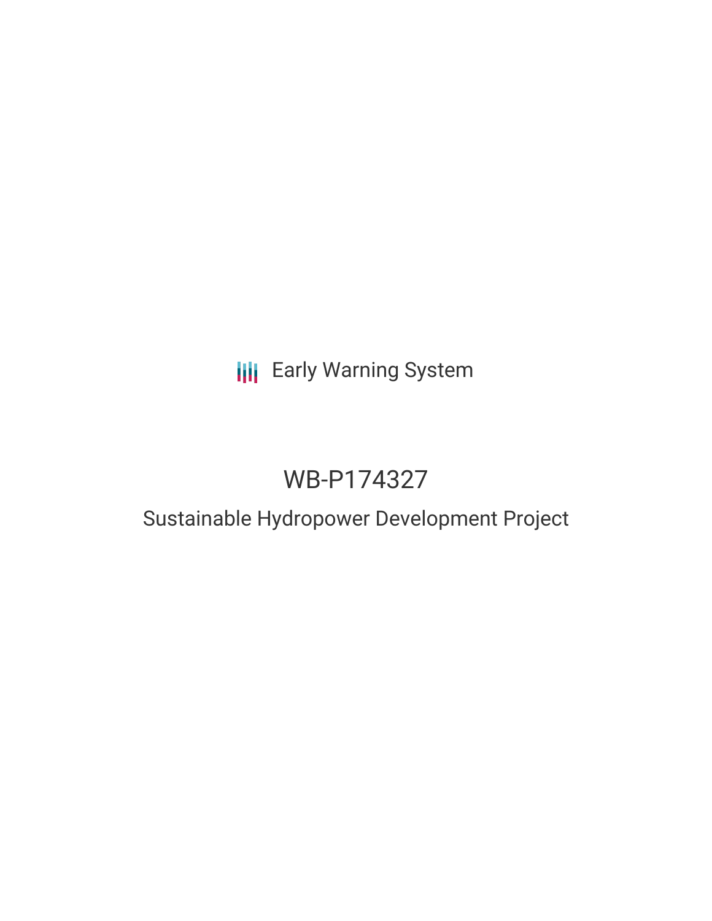Early Warning System

# WB-P174327

## Sustainable Hydropower Development Project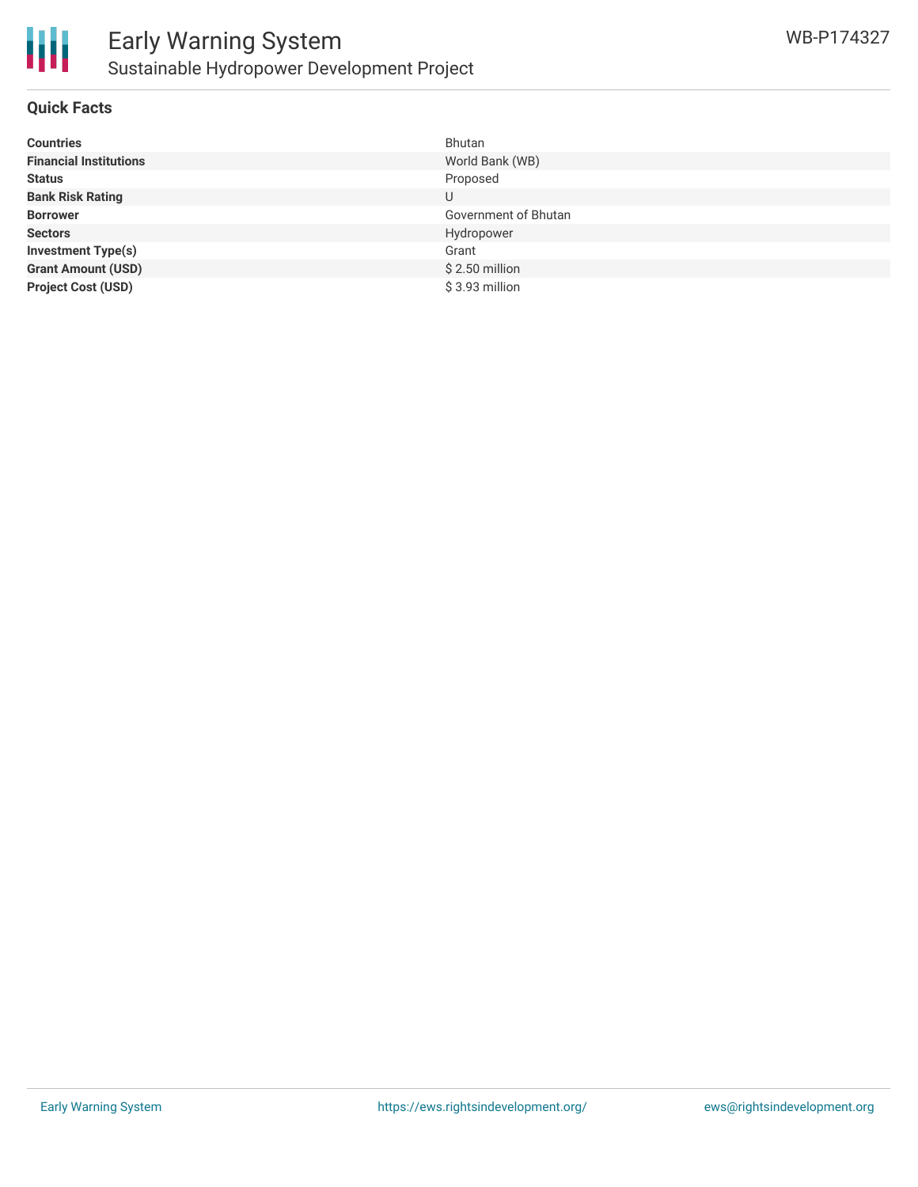## Quick Facts

| | |
|---|---|
| **Countries** | Bhutan |
| **Financial Institutions** | World Bank (WB) |
| **Status** | Proposed |
| **Bank Risk Rating** | U |
| **Borrower** | Government of Bhutan |
| **Sectors** | Hydropower |
| **Investment Type(s)** | Grant |
| **Grant Amount (USD)** | $ 2.50 million |
| **Project Cost (USD)** | $ 3.93 million |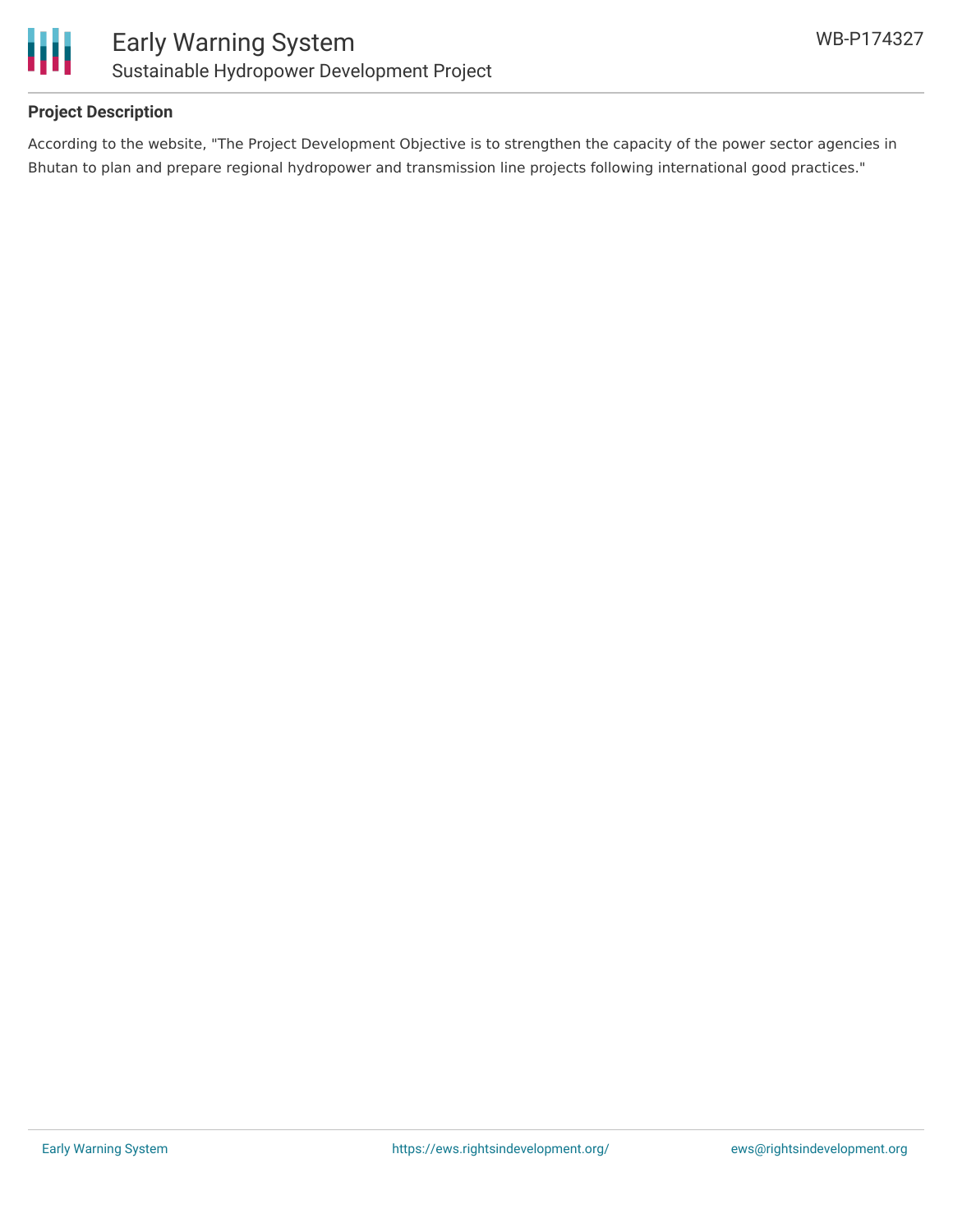## Project Description

According to the website, "The Project Development Objective is to strengthen the capacity of the power sector agencies in Bhutan to plan and prepare regional hydropower and transmission line projects following international good practices."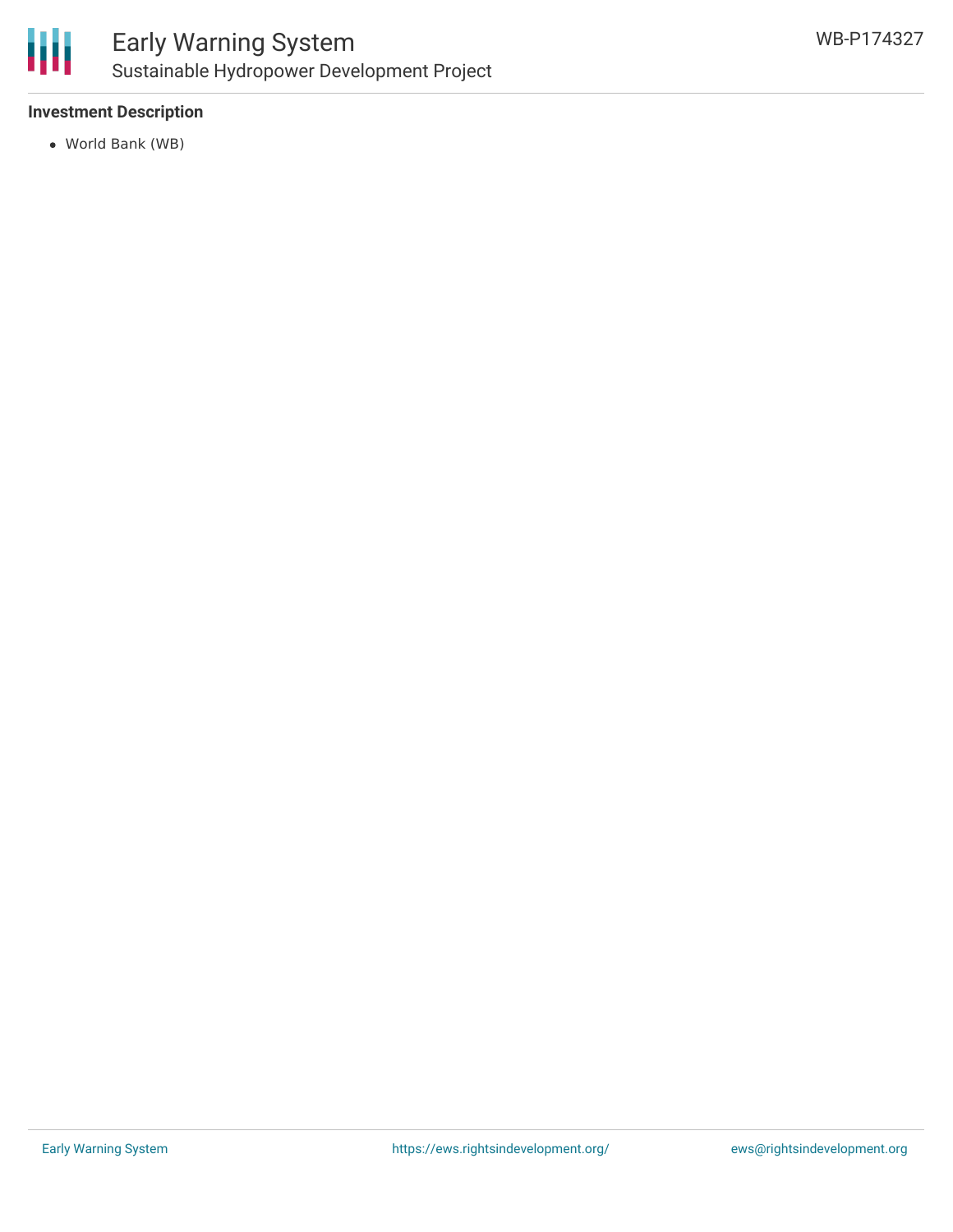### Investment Description

- World Bank (WB)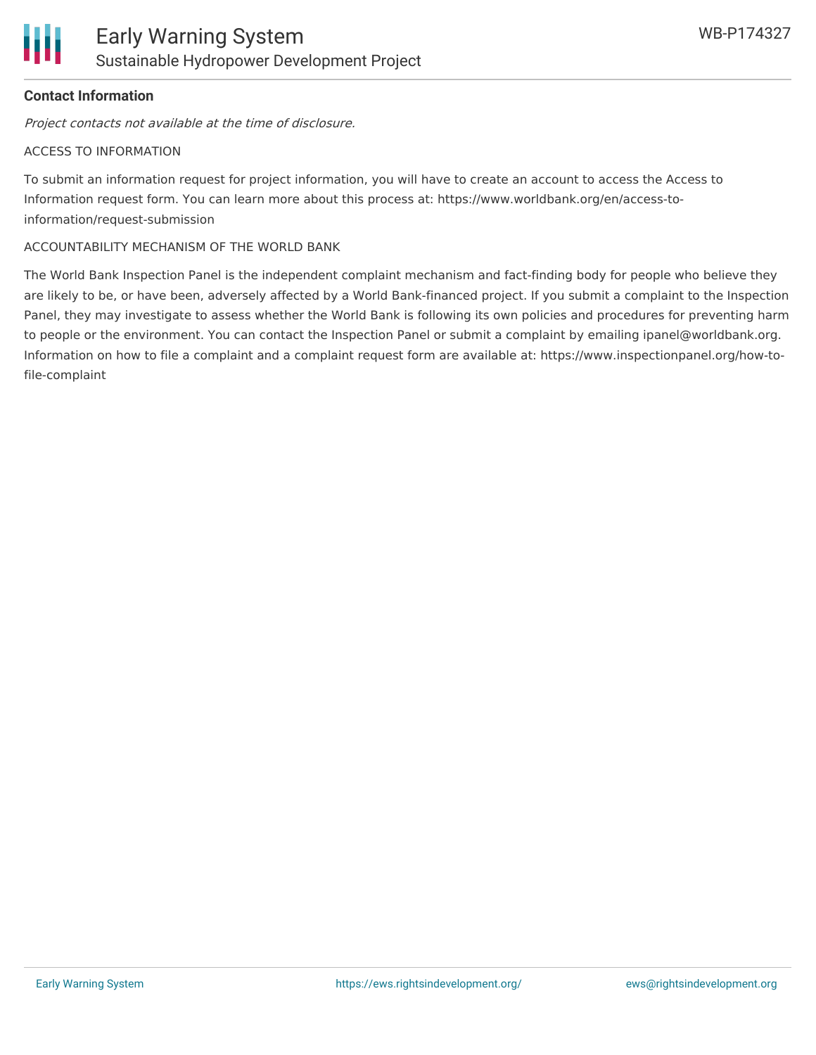**Contact Information**

*Project contacts not available at the time of disclosure.*

ACCESS TO INFORMATION

To submit an information request for project information, you will have to create an account to access the Access to Information request form. You can learn more about this process at: https://www.worldbank.org/en/access-to-information/request-submission

ACCOUNTABILITY MECHANISM OF THE WORLD BANK

The World Bank Inspection Panel is the independent complaint mechanism and fact-finding body for people who believe they are likely to be, or have been, adversely affected by a World Bank-financed project. If you submit a complaint to the Inspection Panel, they may investigate to assess whether the World Bank is following its own policies and procedures for preventing harm to people or the environment. You can contact the Inspection Panel or submit a complaint by emailing ipanel@worldbank.org. Information on how to file a complaint and a complaint request form are available at: https://www.inspectionpanel.org/how-to-file-complaint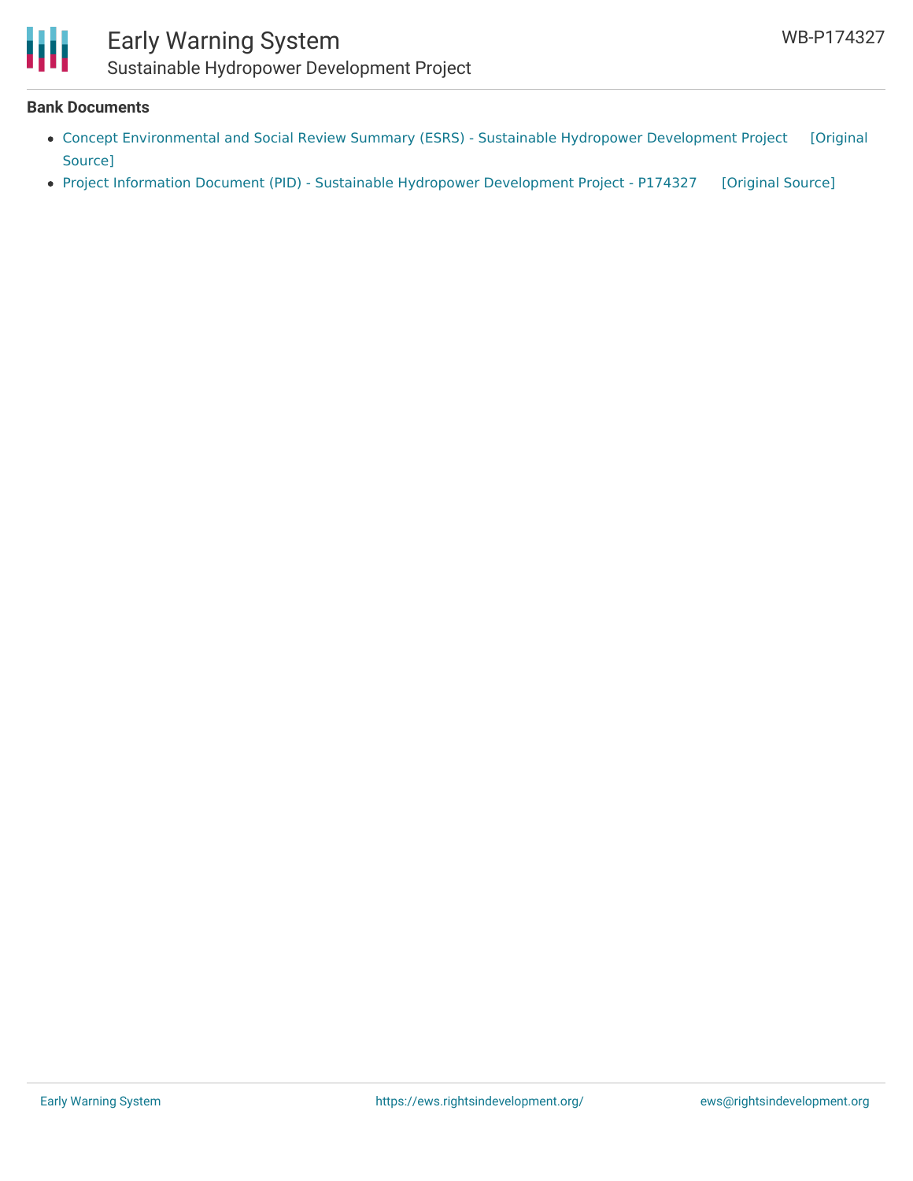**Bank Documents**

- Concept Environmental and Social Review Summary (ESRS) - Sustainable Hydropower Development Project [Original Source]
- Project Information Document (PID) - Sustainable Hydropower Development Project - P174327 [Original Source]